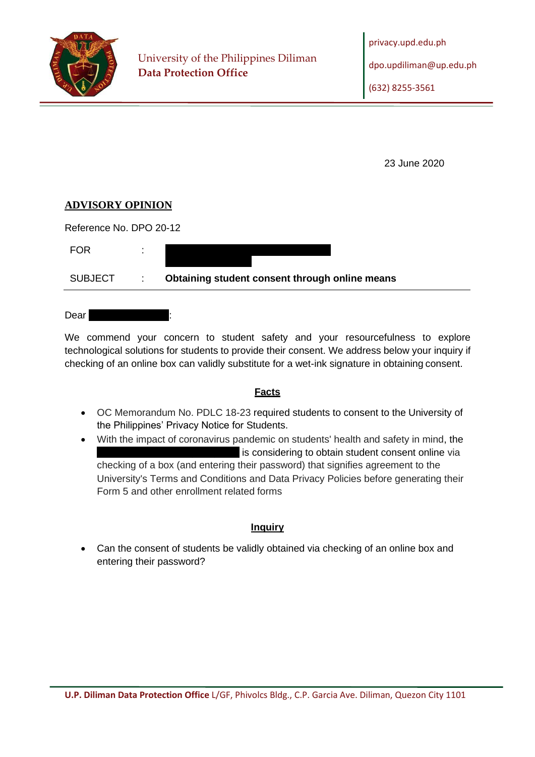University of the Philippines Diliman
**Data Protection Office**

privacy.upd.edu.ph
dpo.updiliman@up.edu.ph
(632) 8255-3561

23 June 2020

## ADVISORY OPINION

Reference No. DPO 20-12

| | | |
|---|---|---|
| FOR | : | |
| SUBJECT | : | **Obtaining student consent through online means** |

Dear :

We commend your concern to student safety and your resourcefulness to explore technological solutions for students to provide their consent. We address below your inquiry if checking of an online box can validly substitute for a wet-ink signature in obtaining consent.

### Facts

- OC Memorandum No. PDLC 18-23 required students to consent to the University of the Philippines' Privacy Notice for Students.
- With the impact of coronavirus pandemic on students' health and safety in mind, the is considering to obtain student consent online via checking of a box (and entering their password) that signifies agreement to the University's Terms and Conditions and Data Privacy Policies before generating their Form 5 and other enrollment related forms

### Inquiry

- Can the consent of students be validly obtained via checking of an online box and entering their password?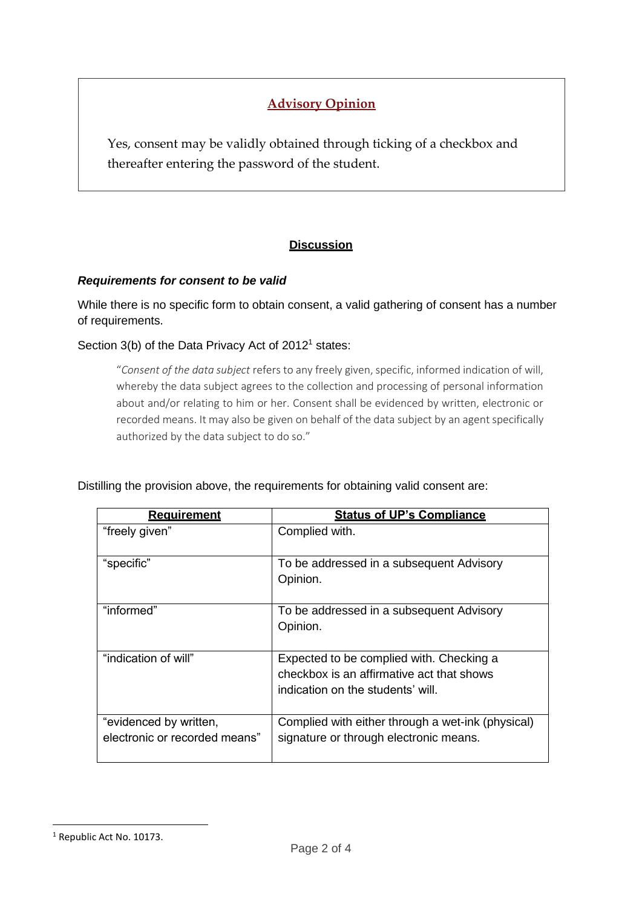## Advisory Opinion

Yes, consent may be validly obtained through ticking of a checkbox and thereafter entering the password of the student.

## Discussion

### *Requirements for consent to be valid*

While there is no specific form to obtain consent, a valid gathering of consent has a number of requirements.

Section 3(b) of the Data Privacy Act of 2012[1] states:

> "*Consent of the data subject* refers to any freely given, specific, informed indication of will, whereby the data subject agrees to the collection and processing of personal information about and/or relating to him or her. Consent shall be evidenced by written, electronic or recorded means. It may also be given on behalf of the data subject by an agent specifically authorized by the data subject to do so."

Distilling the provision above, the requirements for obtaining valid consent are:

| Requirement | Status of UP's Compliance |
|---|---|
| "freely given" | Complied with. |
| "specific" | To be addressed in a subsequent Advisory Opinion. |
| "informed" | To be addressed in a subsequent Advisory Opinion. |
| "indication of will" | Expected to be complied with. Checking a checkbox is an affirmative act that shows indication on the students' will. |
| "evidenced by written, electronic or recorded means" | Complied with either through a wet-ink (physical) signature or through electronic means. |

[1] Republic Act No. 10173.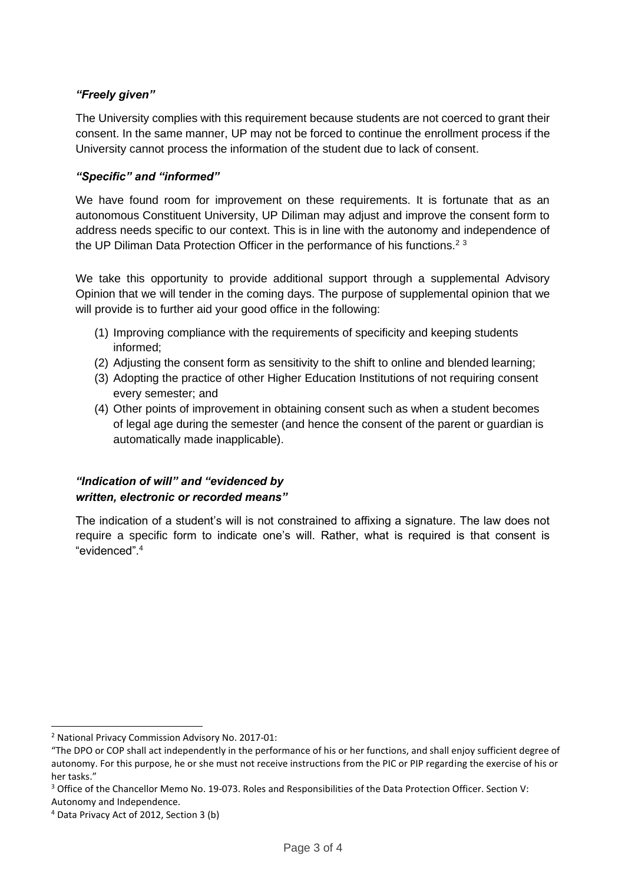### *"Freely given"*

The University complies with this requirement because students are not coerced to grant their consent. In the same manner, UP may not be forced to continue the enrollment process if the University cannot process the information of the student due to lack of consent.

### *"Specific" and "informed"*

We have found room for improvement on these requirements. It is fortunate that as an autonomous Constituent University, UP Diliman may adjust and improve the consent form to address needs specific to our context. This is in line with the autonomy and independence of the UP Diliman Data Protection Officer in the performance of his functions.[2] [3]

We take this opportunity to provide additional support through a supplemental Advisory Opinion that we will tender in the coming days. The purpose of supplemental opinion that we will provide is to further aid your good office in the following:

1. Improving compliance with the requirements of specificity and keeping students informed;
2. Adjusting the consent form as sensitivity to the shift to online and blended learning;
3. Adopting the practice of other Higher Education Institutions of not requiring consent every semester; and
4. Other points of improvement in obtaining consent such as when a student becomes of legal age during the semester (and hence the consent of the parent or guardian is automatically made inapplicable).

### *"Indication of will" and "evidenced by written, electronic or recorded means"*

The indication of a student's will is not constrained to affixing a signature. The law does not require a specific form to indicate one's will. Rather, what is required is that consent is "evidenced".[4]

---

[2] National Privacy Commission Advisory No. 2017-01:
"The DPO or COP shall act independently in the performance of his or her functions, and shall enjoy sufficient degree of autonomy. For this purpose, he or she must not receive instructions from the PIC or PIP regarding the exercise of his or her tasks."

[3] Office of the Chancellor Memo No. 19-073. Roles and Responsibilities of the Data Protection Officer. Section V: Autonomy and Independence.

[4] Data Privacy Act of 2012, Section 3 (b)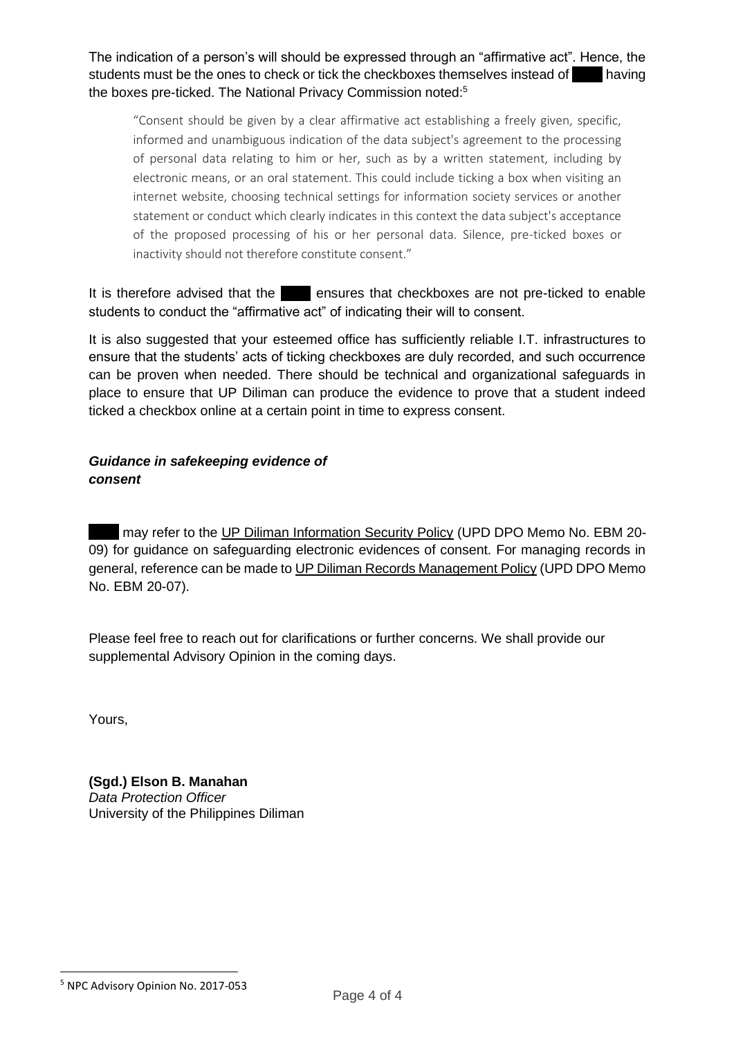The indication of a person's will should be expressed through an "affirmative act". Hence, the students must be the ones to check or tick the checkboxes themselves instead of ████ having the boxes pre-ticked. The National Privacy Commission noted:[5]

> "Consent should be given by a clear affirmative act establishing a freely given, specific, informed and unambiguous indication of the data subject's agreement to the processing of personal data relating to him or her, such as by a written statement, including by electronic means, or an oral statement. This could include ticking a box when visiting an internet website, choosing technical settings for information society services or another statement or conduct which clearly indicates in this context the data subject's acceptance of the proposed processing of his or her personal data. Silence, pre-ticked boxes or inactivity should not therefore constitute consent."

It is therefore advised that the ████ ensures that checkboxes are not pre-ticked to enable students to conduct the "affirmative act" of indicating their will to consent.

It is also suggested that your esteemed office has sufficiently reliable I.T. infrastructures to ensure that the students' acts of ticking checkboxes are duly recorded, and such occurrence can be proven when needed. There should be technical and organizational safeguards in place to ensure that UP Diliman can produce the evidence to prove that a student indeed ticked a checkbox online at a certain point in time to express consent.

***Guidance in safekeeping evidence of consent***

████ may refer to the UP Diliman Information Security Policy (UPD DPO Memo No. EBM 20-09) for guidance on safeguarding electronic evidences of consent. For managing records in general, reference can be made to UP Diliman Records Management Policy (UPD DPO Memo No. EBM 20-07).

Please feel free to reach out for clarifications or further concerns. We shall provide our supplemental Advisory Opinion in the coming days.

Yours,

**(Sgd.) Elson B. Manahan**
*Data Protection Officer*
University of the Philippines Diliman

---

[5] NPC Advisory Opinion No. 2017-053